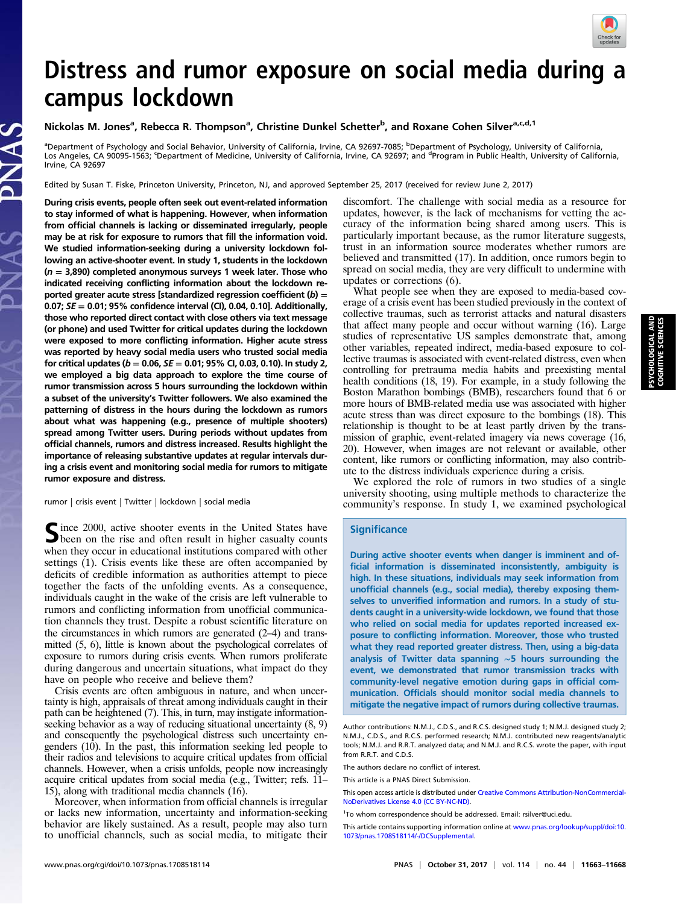# Distress and rumor exposure on social media during a campus lockdown

Nickolas M. Jones[a], Rebecca R. Thompson[a], Christine Dunkel Schetter[b], and Roxane Cohen Silver[a,c,d,1]

[a]Department of Psychology and Social Behavior, University of California, Irvine, CA 92697-7085; [b]Department of Psychology, University of California, Los Angeles, CA 90095-1563; [c]Department of Medicine, University of California, Irvine, CA 92697; and [d]Program in Public Health, University of California, Irvine, CA 92697

Edited by Susan T. Fiske, Princeton University, Princeton, NJ, and approved September 25, 2017 (received for review June 2, 2017)

**During crisis events, people often seek out event-related information to stay informed of what is happening. However, when information from official channels is lacking or disseminated irregularly, people may be at risk for exposure to rumors that fill the information void. We studied information-seeking during a university lockdown following an active-shooter event. In study 1, students in the lockdown ($n$ = 3,890) completed anonymous surveys 1 week later. Those who indicated receiving conflicting information about the lockdown reported greater acute stress [standardized regression coefficient ($b$) = 0.07; $SE$ = 0.01; 95% confidence interval (CI), 0.04, 0.10]. Additionally, those who reported direct contact with close others via text message (or phone) and used Twitter for critical updates during the lockdown were exposed to more conflicting information. Higher acute stress was reported by heavy social media users who trusted social media for critical updates ($b$ = 0.06, $SE$ = 0.01; 95% CI, 0.03, 0.10). In study 2, we employed a big data approach to explore the time course of rumor transmission across 5 hours surrounding the lockdown within a subset of the university's Twitter followers. We also examined the patterning of distress in the hours during the lockdown as rumors about what was happening (e.g., presence of multiple shooters) spread among Twitter users. During periods without updates from official channels, rumors and distress increased. Results highlight the importance of releasing substantive updates at regular intervals during a crisis event and monitoring social media for rumors to mitigate rumor exposure and distress.**

rumor | crisis event | Twitter | lockdown | social media

Since 2000, active shooter events in the United States have been on the rise and often result in higher casualty counts when they occur in educational institutions compared with other settings (1). Crisis events like these are often accompanied by deficits of credible information as authorities attempt to piece together the facts of the unfolding events. As a consequence, individuals caught in the wake of the crisis are left vulnerable to rumors and conflicting information from unofficial communication channels they trust. Despite a robust scientific literature on the circumstances in which rumors are generated (2–4) and transmitted (5, 6), little is known about the psychological correlates of exposure to rumors during crisis events. When rumors proliferate during dangerous and uncertain situations, what impact do they have on people who receive and believe them?

Crisis events are often ambiguous in nature, and when uncertainty is high, appraisals of threat among individuals caught in their path can be heightened (7). This, in turn, may instigate information-seeking behavior as a way of reducing situational uncertainty (8, 9) and consequently the psychological distress such uncertainty engenders (10). In the past, this information seeking led people to their radios and televisions to acquire critical updates from official channels. However, when a crisis unfolds, people now increasingly acquire critical updates from social media (e.g., Twitter; refs. 11–15), along with traditional media channels (16).

Moreover, when information from official channels is irregular or lacks new information, uncertainty and information-seeking behavior are likely sustained. As a result, people may also turn to unofficial channels, such as social media, to mitigate their discomfort. The challenge with social media as a resource for updates, however, is the lack of mechanisms for vetting the accuracy of the information being shared among users. This is particularly important because, as the rumor literature suggests, trust in an information source moderates whether rumors are believed and transmitted (17). In addition, once rumors begin to spread on social media, they are very difficult to undermine with updates or corrections (6).

What people see when they are exposed to media-based coverage of a crisis event has been studied previously in the context of collective traumas, such as terrorist attacks and natural disasters that affect many people and occur without warning (16). Large studies of representative US samples demonstrate that, among other variables, repeated indirect, media-based exposure to collective traumas is associated with event-related distress, even when controlling for pretrauma media habits and preexisting mental health conditions (18, 19). For example, in a study following the Boston Marathon bombings (BMB), researchers found that 6 or more hours of BMB-related media use was associated with higher acute stress than was direct exposure to the bombings (18). This relationship is thought to be at least partly driven by the transmission of graphic, event-related imagery via news coverage (16, 20). However, when images are not relevant or available, other content, like rumors or conflicting information, may also contribute to the distress individuals experience during a crisis.

We explored the role of rumors in two studies of a single university shooting, using multiple methods to characterize the community's response. In study 1, we examined psychological

## Significance

**During active shooter events when danger is imminent and official information is disseminated inconsistently, ambiguity is high. In these situations, individuals may seek information from unofficial channels (e.g., social media), thereby exposing themselves to unverified information and rumors. In a study of students caught in a university-wide lockdown, we found that those who relied on social media for updates reported increased exposure to conflicting information. Moreover, those who trusted what they read reported greater distress. Then, using a big-data analysis of Twitter data spanning ~5 hours surrounding the event, we demonstrated that rumor transmission tracks with community-level negative emotion during gaps in official communication. Officials should monitor social media channels to mitigate the negative impact of rumors during collective traumas.**

Author contributions: N.M.J., C.D.S., and R.C.S. designed study 1; N.M.J. designed study 2; N.M.J., C.D.S., and R.C.S. performed research; N.M.J. contributed new reagents/analytic tools; N.M.J. and R.R.T. analyzed data; and N.M.J. and R.C.S. wrote the paper, with input from R.R.T. and C.D.S.

The authors declare no conflict of interest.

This article is a PNAS Direct Submission.

This open access article is distributed under Creative Commons Attribution-NonCommercial-NoDerivatives License 4.0 (CC BY-NC-ND).

[1]To whom correspondence should be addressed. Email: rsilver@uci.edu.

This article contains supporting information online at www.pnas.org/lookup/suppl/doi:10.1073/pnas.1708518114/-/DCSupplemental.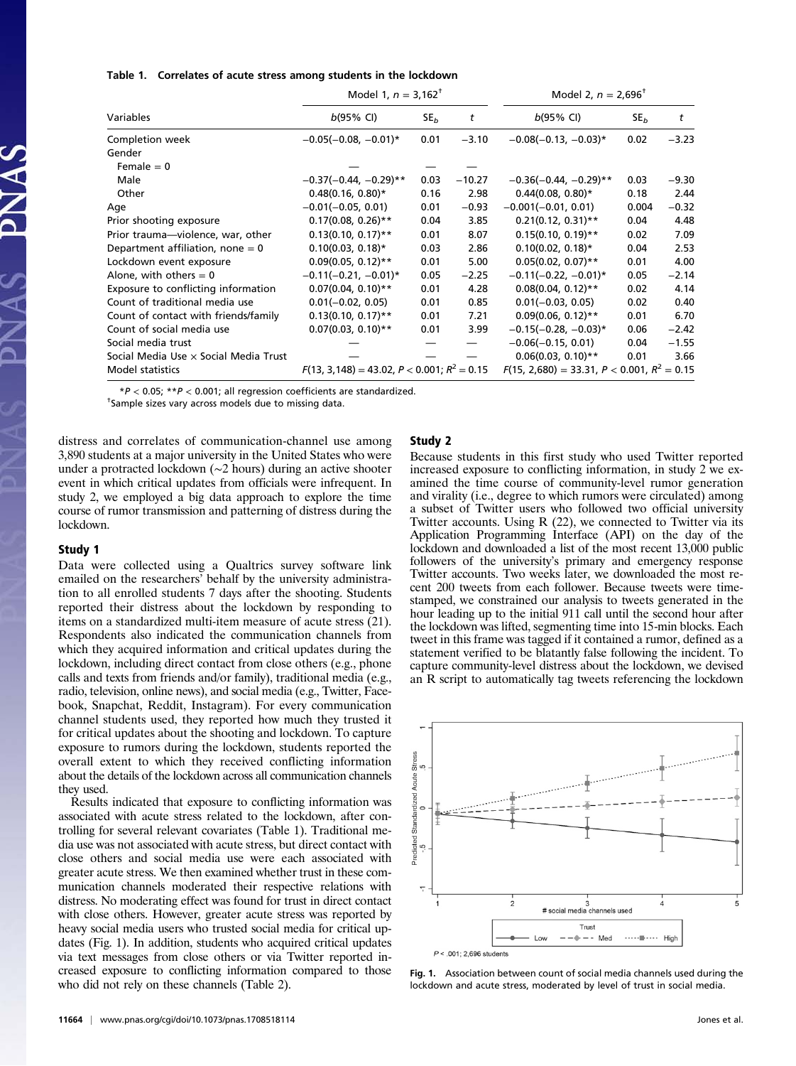**Table 1. Correlates of acute stress among students in the lockdown**

| Variables | Model 1, $n$ = 3,162[†] | | | Model 2, $n$ = 2,696[†] | | |
|---|---|---|---|---|---|---|
| | $b$(95% CI) | $SE_b$ | $t$ | $b$(95% CI) | $SE_b$ | $t$ |
| Completion week | −0.05(−0.08, −0.01)* | 0.01 | −3.10 | −0.08(−0.13, −0.03)* | 0.02 | −3.23 |
| Gender | | | | | | |
| Female = 0 | — | — | — | | | |
| Male | −0.37(−0.44, −0.29)** | 0.03 | −10.27 | −0.36(−0.44, −0.29)** | 0.03 | −9.30 |
| Other | 0.48(0.16, 0.80)* | 0.16 | 2.98 | 0.44(0.08, 0.80)* | 0.18 | 2.44 |
| Age | −0.01(−0.05, 0.01) | 0.01 | −0.93 | −0.001(−0.01, 0.01) | 0.004 | −0.32 |
| Prior shooting exposure | 0.17(0.08, 0.26)** | 0.04 | 3.85 | 0.21(0.12, 0.31)** | 0.04 | 4.48 |
| Prior trauma—violence, war, other | 0.13(0.10, 0.17)** | 0.01 | 8.07 | 0.15(0.10, 0.19)** | 0.02 | 7.09 |
| Department affiliation, none = 0 | 0.10(0.03, 0.18)* | 0.03 | 2.86 | 0.10(0.02, 0.18)* | 0.04 | 2.53 |
| Lockdown event exposure | 0.09(0.05, 0.12)** | 0.01 | 5.00 | 0.05(0.02, 0.07)** | 0.01 | 4.00 |
| Alone, with others = 0 | −0.11(−0.21, −0.01)* | 0.05 | −2.25 | −0.11(−0.22, −0.01)* | 0.05 | −2.14 |
| Exposure to conflicting information | 0.07(0.04, 0.10)** | 0.01 | 4.28 | 0.08(0.04, 0.12)** | 0.02 | 4.14 |
| Count of traditional media use | 0.01(−0.02, 0.05) | 0.01 | 0.85 | 0.01(−0.03, 0.05) | 0.02 | 0.40 |
| Count of contact with friends/family | 0.13(0.10, 0.17)** | 0.01 | 7.21 | 0.09(0.06, 0.12)** | 0.01 | 6.70 |
| Count of social media use | 0.07(0.03, 0.10)** | 0.01 | 3.99 | −0.15(−0.28, −0.03)* | 0.06 | −2.42 |
| Social media trust | — | — | — | −0.06(−0.15, 0.01) | 0.04 | −1.55 |
| Social Media Use × Social Media Trust | — | — | — | 0.06(0.03, 0.10)** | 0.01 | 3.66 |
| Model statistics | $F$(13, 3,148) = 43.02, $P$ < 0.001; $R^2$ = 0.15 | | | $F$(15, 2,680) = 33.31, $P$ < 0.001, $R^2$ = 0.15 | | |

*$P < 0.05$; **$P < 0.001$; all regression coefficients are standardized.
[†]Sample sizes vary across models due to missing data.

distress and correlates of communication-channel use among 3,890 students at a major university in the United States who were under a protracted lockdown (~2 hours) during an active shooter event in which critical updates from officials were infrequent. In study 2, we employed a big data approach to explore the time course of rumor transmission and patterning of distress during the lockdown.

## Study 1

Data were collected using a Qualtrics survey software link emailed on the researchers' behalf by the university administration to all enrolled students 7 days after the shooting. Students reported their distress about the lockdown by responding to items on a standardized multi-item measure of acute stress (21). Respondents also indicated the communication channels from which they acquired information and critical updates during the lockdown, including direct contact from close others (e.g., phone calls and texts from friends and/or family), traditional media (e.g., radio, television, online news), and social media (e.g., Twitter, Facebook, Snapchat, Reddit, Instagram). For every communication channel students used, they reported how much they trusted it for critical updates about the shooting and lockdown. To capture exposure to rumors during the lockdown, students reported the overall extent to which they received conflicting information about the details of the lockdown across all communication channels they used.

Results indicated that exposure to conflicting information was associated with acute stress related to the lockdown, after controlling for several relevant covariates (Table 1). Traditional media use was not associated with acute stress, but direct contact with close others and social media use were each associated with greater acute stress. We then examined whether trust in these communication channels moderated their respective relations with distress. No moderating effect was found for trust in direct contact with close others. However, greater acute stress was reported by heavy social media users who trusted social media for critical updates (Fig. 1). In addition, students who acquired critical updates via text messages from close others or via Twitter reported increased exposure to conflicting information compared to those who did not rely on these channels (Table 2).

## Study 2

Because students in this first study who used Twitter reported increased exposure to conflicting information, in study 2 we examined the time course of community-level rumor generation and virality (i.e., degree to which rumors were circulated) among a subset of Twitter users who followed two official university Twitter accounts. Using R (22), we connected to Twitter via its Application Programming Interface (API) on the day of the lockdown and downloaded a list of the most recent 13,000 public followers of the university's primary and emergency response Twitter accounts. Two weeks later, we downloaded the most recent 200 tweets from each follower. Because tweets were time-stamped, we constrained our analysis to tweets generated in the hour leading up to the initial 911 call until the second hour after the lockdown was lifted, segmenting time into 15-min blocks. Each tweet in this frame was tagged if it contained a rumor, defined as a statement verified to be blatantly false following the incident. To capture community-level distress about the lockdown, we devised an R script to automatically tag tweets referencing the lockdown

Fig. 1. Association between count of social media channels used during the lockdown and acute stress, moderated by level of trust in social media.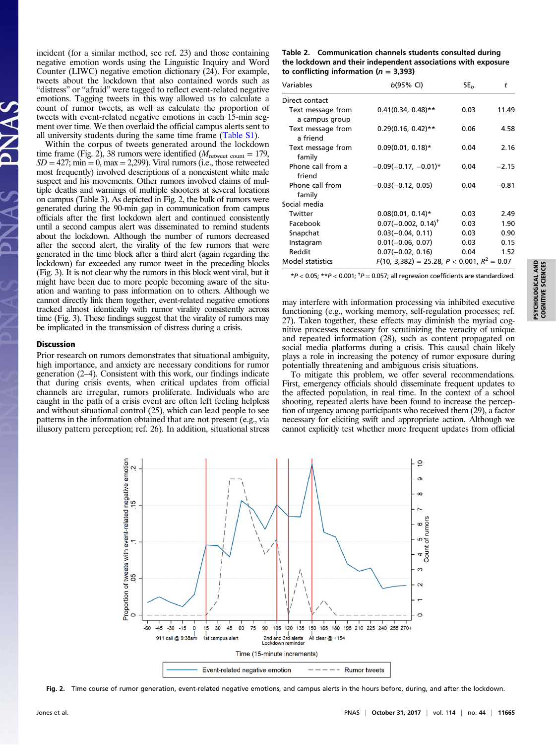incident (for a similar method, see ref. 23) and those containing negative emotion words using the Linguistic Inquiry and Word Counter (LIWC) negative emotion dictionary (24). For example, tweets about the lockdown that also contained words such as "distress" or "afraid" were tagged to reflect event-related negative emotions. Tagging tweets in this way allowed us to calculate a count of rumor tweets, as well as calculate the proportion of tweets with event-related negative emotions in each 15-min segment over time. We then overlaid the official campus alerts sent to all university students during the same time frame (Table S1).

Within the corpus of tweets generated around the lockdown time frame (Fig. 2), 38 rumors were identified ($M_{\text{retweet count}} = 179$, $SD = 427$; min = 0, max = 2,299). Viral rumors (i.e., those retweeted most frequently) involved descriptions of a nonexistent white male suspect and his movements. Other rumors involved claims of multiple deaths and warnings of multiple shooters at several locations on campus (Table 3). As depicted in Fig. 2, the bulk of rumors were generated during the 90-min gap in communication from campus officials after the first lockdown alert and continued consistently until a second campus alert was disseminated to remind students about the lockdown. Although the number of rumors decreased after the second alert, the virality of the few rumors that were generated in the time block after a third alert (again regarding the lockdown) far exceeded any rumor tweet in the preceding blocks (Fig. 3). It is not clear why the rumors in this block went viral, but it might have been due to more people becoming aware of the situation and wanting to pass information on to others. Although we cannot directly link them together, event-related negative emotions tracked almost identically with rumor virality consistently across time (Fig. 3). These findings suggest that the virality of rumors may be implicated in the transmission of distress during a crisis.

## Discussion

Prior research on rumors demonstrates that situational ambiguity, high importance, and anxiety are necessary conditions for rumor generation (2–4). Consistent with this work, our findings indicate that during crisis events, when critical updates from official channels are irregular, rumors proliferate. Individuals who are caught in the path of a crisis event are often left feeling helpless and without situational control (25), which can lead people to see patterns in the information obtained that are not present (e.g., via illusory pattern perception; ref. 26). In addition, situational stress may interfere with information processing via inhibited executive functioning (e.g., working memory, self-regulation processes; ref. 27). Taken together, these effects may diminish the myriad cognitive processes necessary for scrutinizing the veracity of unique and repeated information (28), such as content propagated on social media platforms during a crisis. This causal chain likely plays a role in increasing the potency of rumor exposure during potentially threatening and ambiguous crisis situations.

To mitigate this problem, we offer several recommendations. First, emergency officials should disseminate frequent updates to the affected population, in real time. In the context of a school shooting, repeated alerts have been found to increase the perception of urgency among participants who received them (29), a factor necessary for eliciting swift and appropriate action. Although we cannot explicitly test whether more frequent updates from official

**Table 2. Communication channels students consulted during the lockdown and their independent associations with exposure to conflicting information ($n$ = 3,393)**

| Variables | $b$(95% CI) | $SE_b$ | $t$ |
|---|---|---|---|
| Direct contact | | | |
| Text message from a campus group | 0.41(0.34, 0.48)** | 0.03 | 11.49 |
| Text message from a friend | 0.29(0.16, 0.42)** | 0.06 | 4.58 |
| Text message from family | 0.09(0.01, 0.18)* | 0.04 | 2.16 |
| Phone call from a friend | −0.09(−0.17, −0.01)* | 0.04 | −2.15 |
| Phone call from family | −0.03(−0.12, 0.05) | 0.04 | −0.81 |
| Social media | | | |
| Twitter | 0.08(0.01, 0.14)* | 0.03 | 2.49 |
| Facebook | 0.07(−0.002, 0.14)† | 0.03 | 1.90 |
| Snapchat | 0.03(−0.04, 0.11) | 0.03 | 0.90 |
| Instagram | 0.01(−0.06, 0.07) | 0.03 | 0.15 |
| Reddit | 0.07(−0.02, 0.16) | 0.04 | 1.52 |
| Model statistics | $F(10, 3{,}382) = 25.28$, $P < 0.001$, $R^2 = 0.07$ | | |

*$P < 0.05$; **$P < 0.001$; †$P = 0.057$; all regression coefficients are standardized.

**Fig. 2.** Time course of rumor generation, event-related negative emotions, and campus alerts in the hours before, during, and after the lockdown.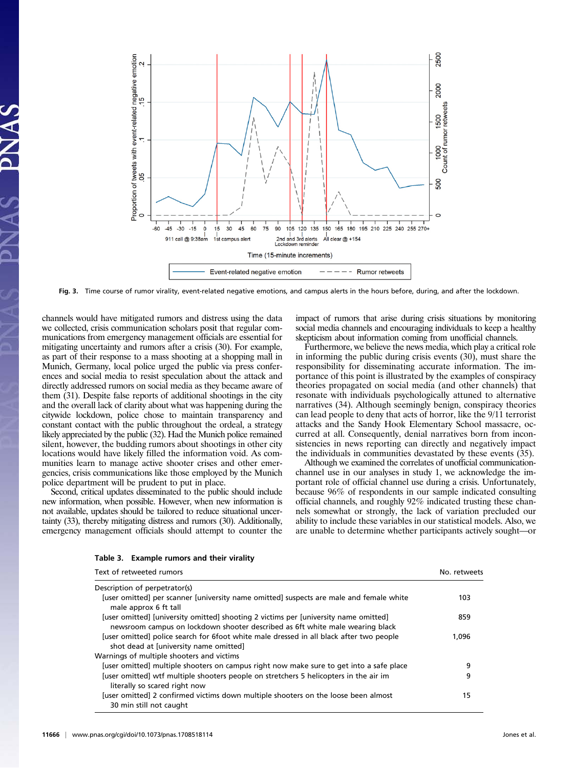Fig. 3. Time course of rumor virality, event-related negative emotions, and campus alerts in the hours before, during, and after the lockdown.

channels would have mitigated rumors and distress using the data we collected, crisis communication scholars posit that regular communications from emergency management officials are essential for mitigating uncertainty and rumors after a crisis (30). For example, as part of their response to a mass shooting at a shopping mall in Munich, Germany, local police urged the public via press conferences and social media to resist speculation about the attack and directly addressed rumors on social media as they became aware of them (31). Despite false reports of additional shootings in the city and the overall lack of clarity about what was happening during the citywide lockdown, police chose to maintain transparency and constant contact with the public throughout the ordeal, a strategy likely appreciated by the public (32). Had the Munich police remained silent, however, the budding rumors about shootings in other city locations would have likely filled the information void. As communities learn to manage active shooter crises and other emergencies, crisis communications like those employed by the Munich police department will be prudent to put in place.

Second, critical updates disseminated to the public should include new information, when possible. However, when new information is not available, updates should be tailored to reduce situational uncertainty (33), thereby mitigating distress and rumors (30). Additionally, emergency management officials should attempt to counter the impact of rumors that arise during crisis situations by monitoring social media channels and encouraging individuals to keep a healthy skepticism about information coming from unofficial channels.

Furthermore, we believe the news media, which play a critical role in informing the public during crisis events (30), must share the responsibility for disseminating accurate information. The importance of this point is illustrated by the examples of conspiracy theories propagated on social media (and other channels) that resonate with individuals psychologically attuned to alternative narratives (34). Although seemingly benign, conspiracy theories can lead people to deny that acts of horror, like the 9/11 terrorist attacks and the Sandy Hook Elementary School massacre, occurred at all. Consequently, denial narratives born from inconsistencies in news reporting can directly and negatively impact the individuals in communities devastated by these events (35).

Although we examined the correlates of unofficial communication-channel use in our analyses in study 1, we acknowledge the important role of official channel use during a crisis. Unfortunately, because 96% of respondents in our sample indicated consulting official channels, and roughly 92% indicated trusting these channels somewhat or strongly, the lack of variation precluded our ability to include these variables in our statistical models. Also, we are unable to determine whether participants actively sought—or

**Table 3. Example rumors and their virality**

| Text of retweeted rumors | No. retweets |
|---|---|
| Description of perpetrator(s) | |
| [user omitted] per scanner [university name omitted] suspects are male and female white male approx 6 ft tall | 103 |
| [user omitted] [university omitted] shooting 2 victims per [university name omitted] newsroom campus on lockdown shooter described as 6ft white male wearing black | 859 |
| [user omitted] police search for 6foot white male dressed in all black after two people shot dead at [university name omitted] | 1,096 |
| Warnings of multiple shooters and victims | |
| [user omitted] multiple shooters on campus right now make sure to get into a safe place | 9 |
| [user omitted] wtf multiple shooters people on stretchers 5 helicopters in the air im literally so scared right now | 9 |
| [user omitted] 2 confirmed victims down multiple shooters on the loose been almost 30 min still not caught | 15 |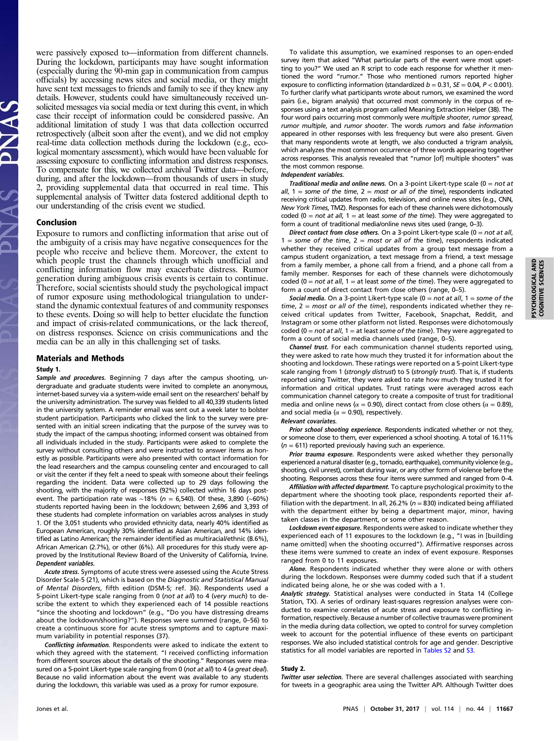were passively exposed to—information from different channels. During the lockdown, participants may have sought information (especially during the 90-min gap in communication from campus officials) by accessing news sites and social media, or they might have sent text messages to friends and family to see if they knew any details. However, students could have simultaneously received unsolicited messages via social media or text during this event, in which case their receipt of information could be considered passive. An additional limitation of study 1 was that data collection occurred retrospectively (albeit soon after the event), and we did not employ real-time data collection methods during the lockdown (e.g., ecological momentary assessment), which would have been valuable for assessing exposure to conflicting information and distress responses. To compensate for this, we collected archival Twitter data—before, during, and after the lockdown—from thousands of users in study 2, providing supplemental data that occurred in real time. This supplemental analysis of Twitter data fostered additional depth to our understanding of the crisis event we studied.

## Conclusion

Exposure to rumors and conflicting information that arise out of the ambiguity of a crisis may have negative consequences for the people who receive and believe them. Moreover, the extent to which people trust the channels through which unofficial and conflicting information flow may exacerbate distress. Rumor generation during ambiguous crisis events is certain to continue. Therefore, social scientists should study the psychological impact of rumor exposure using methodological triangulation to understand the dynamic contextual features of and community responses to these events. Doing so will help to better elucidate the function and impact of crisis-related communications, or the lack thereof, on distress responses. Science on crisis communications and the media can be an ally in this challenging set of tasks.

## Materials and Methods

### Study 1.

***Sample and procedures.*** Beginning 7 days after the campus shooting, undergraduate and graduate students were invited to complete an anonymous, internet-based survey via a system-wide email sent on the researchers' behalf by the university administration. The survey was fielded to all 40,339 students listed in the university system. A reminder email was sent out a week later to bolster student participation. Participants who clicked the link to the survey were presented with an initial screen indicating that the purpose of the survey was to study the impact of the campus shooting; informed consent was obtained from all individuals included in the study. Participants were asked to complete the survey without consulting others and were instructed to answer items as honestly as possible. Participants were also presented with contact information for the lead researchers and the campus counseling center and encouraged to call or visit the center if they felt a need to speak with someone about their feelings regarding the incident. Data were collected up to 29 days following the shooting, with the majority of responses (92%) collected within 16 days post-event. The participation rate was ~18% ($n$ = 6,540). Of these, 3,890 (~60%) students reported having been in the lockdown; between 2,696 and 3,393 of these students had complete information on variables across analyses in study 1. Of the 3,051 students who provided ethnicity data, nearly 40% identified as European American, roughly 30% identified as Asian American, and 14% identified as Latino American; the remainder identified as multiracial/ethnic (8.6%), African American (2.7%), or other (6%). All procedures for this study were approved by the Institutional Review Board of the University of California, Irvine.

***Dependent variables.***

*Acute stress.* Symptoms of acute stress were assessed using the Acute Stress Disorder Scale-5 (21), which is based on the *Diagnostic and Statistical Manual of Mental Disorders*, fifth edition (DSM-5; ref. 36). Respondents used a 5-point Likert-type scale ranging from 0 (*not at all*) to 4 (*very much*) to describe the extent to which they experienced each of 14 possible reactions "since the shooting and lockdown" (e.g., "Do you have distressing dreams about the lockdown/shooting?"). Responses were summed (range, 0–56) to create a continuous score for acute stress symptoms and to capture maximum variability in potential responses (37).

*Conflicting information.* Respondents were asked to indicate the extent to which they agreed with the statement. "I received conflicting information from different sources about the details of the shooting." Responses were measured on a 5-point Likert-type scale ranging from 0 (*not at all*) to 4 (*a great deal*). Because no valid information about the event was available to any students during the lockdown, this variable was used as a proxy for rumor exposure.

To validate this assumption, we examined responses to an open-ended survey item that asked "What particular parts of the event were most upsetting to you?" We used an R script to code each response for whether it mentioned the word "rumor." Those who mentioned rumors reported higher exposure to conflicting information (standardized $b$ = 0.31, $SE$ = 0.04, $P < 0.001$). To further clarify what participants wrote about rumors, we examined the word pairs (i.e., bigram analysis) that occurred most commonly in the corpus of responses using a text analysis program called Meaning Extraction Helper (38). The four word pairs occurring most commonly were *multiple shooter*, *rumor spread*, *rumor multiple*, and *rumor shooter*. The words *rumors* and *false information* appeared in other responses with less frequency but were also present. Given that many respondents wrote at length, we also conducted a trigram analysis, which analyzes the most common occurrence of three words appearing together across responses. This analysis revealed that "rumor [of] multiple shooters" was the most common response.

***Independent variables.***

*Traditional media and online news.* On a 3-point Likert-type scale (0 = *not at all*, 1 = *some of the time*, 2 = *most or all of the time*), respondents indicated receiving critical updates from radio, television, and online news sites (e.g., CNN, *New York Times*, TMZ). Responses for each of these channels were dichotomously coded (0 = *not at all*, 1 = at least *some of the time*). They were aggregated to form a count of traditional media/online news sites used (range, 0–3).

*Direct contact from close others.* On a 3-point Likert-type scale (0 = *not at all*, 1 = *some of the time*, 2 = *most or all of the time*), respondents indicated whether they received critical updates from a group text message from a campus student organization, a text message from a friend, a text message from a family member, a phone call from a friend, and a phone call from a family member. Responses for each of these channels were dichotomously coded (0 = *not at all*, 1 = at least *some of the time*). They were aggregated to form a count of direct contact from close others (range, 0–5).

*Social media.* On a 3-point Likert-type scale (0 = *not at all*, 1 = *some of the time*, 2 = *most or all of the time*), respondents indicated whether they received critical updates from Twitter, Facebook, Snapchat, Reddit, and Instagram or some other platform not listed. Responses were dichotomously coded (0 = *not at all*, 1 = at least *some of the time*). They were aggregated to form a count of social media channels used (range, 0–5).

*Channel trust.* For each communication channel students reported using, they were asked to rate how much they trusted it for information about the shooting and lockdown. These ratings were reported on a 5-point Likert-type scale ranging from 1 (*strongly distrust*) to 5 (*strongly trust*). That is, if students reported using Twitter, they were asked to rate how much they trusted it for information and critical updates. Trust ratings were averaged across each communication channel category to create a composite of trust for traditional media and online news ($\alpha$ = 0.90), direct contact from close others ($\alpha$ = 0.89), and social media ($\alpha$ = 0.90), respectively.

***Relevant covariates.***

*Prior school shooting experience.* Respondents indicated whether or not they, or someone close to them, ever experienced a school shooting. A total of 16.11% ($n$ = 611) reported previously having such an experience.

*Prior trauma exposure.* Respondents were asked whether they personally experienced a natural disaster (e.g., tornado, earthquake), community violence (e.g., shooting, civil unrest), combat during war, or any other form of violence before the shooting. Responses across these four items were summed and ranged from 0–4.

*Affiliation with affected department.* To capture psychological proximity to the department where the shooting took place, respondents reported their affiliation with the department. In all, 26.2% ($n$ = 830) indicated being affiliated with the department either by being a department major, minor, having taken classes in the department, or some other reason.

*Lockdown event exposure.* Respondents were asked to indicate whether they experienced each of 11 exposures to the lockdown (e.g., "I was in [building name omitted] when the shooting occurred"). Affirmative responses across these items were summed to create an index of event exposure. Responses ranged from 0 to 11 exposures.

*Alone.* Respondents indicated whether they were alone or with others during the lockdown. Responses were dummy coded such that if a student indicated being alone, he or she was coded with a 1.

***Analytic strategy.*** Statistical analyses were conducted in Stata 14 (College Station, TX). A series of ordinary least-squares regression analyses were conducted to examine correlates of acute stress and exposure to conflicting information, respectively. Because a number of collective traumas were prominent in the media during data collection, we opted to control for survey completion week to account for the potential influence of these events on participant responses. We also included statistical controls for age and gender. Descriptive statistics for all model variables are reported in Tables S2 and S3.

### Study 2.

***Twitter user selection.*** There are several challenges associated with searching for tweets in a geographic area using the Twitter API. Although Twitter does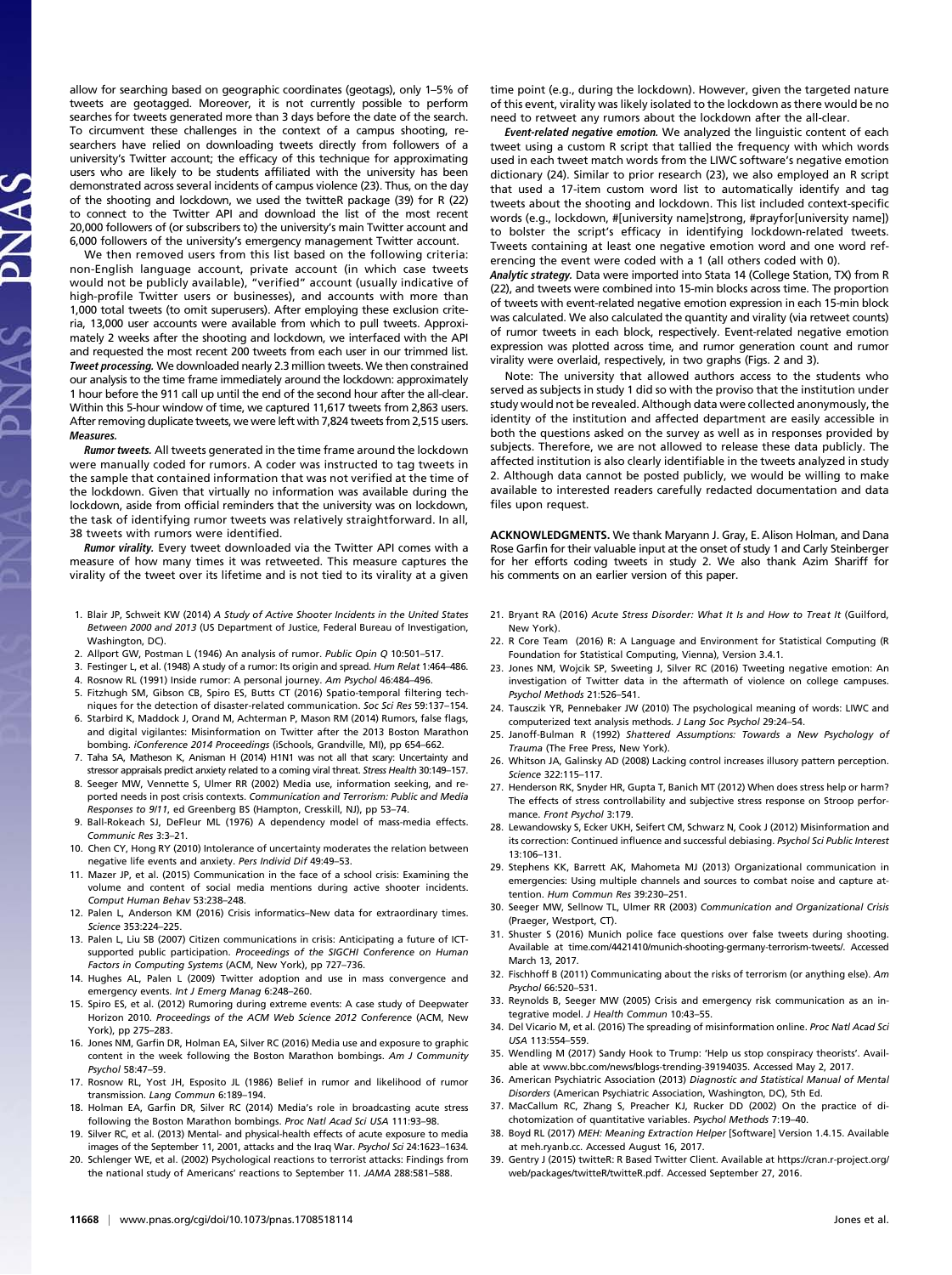allow for searching based on geographic coordinates (geotags), only 1–5% of tweets are geotagged. Moreover, it is not currently possible to perform searches for tweets generated more than 3 days before the date of the search. To circumvent these challenges in the context of a campus shooting, researchers have relied on downloading tweets directly from followers of a university's Twitter account; the efficacy of this technique for approximating users who are likely to be students affiliated with the university has been demonstrated across several incidents of campus violence (23). Thus, on the day of the shooting and lockdown, we used the twitteR package (39) for R (22) to connect to the Twitter API and download the list of the most recent 20,000 followers of (or subscribers to) the university's main Twitter account and 6,000 followers of the university's emergency management Twitter account.

We then removed users from this list based on the following criteria: non-English language account, private account (in which case tweets would not be publicly available), "verified" account (usually indicative of high-profile Twitter users or businesses), and accounts with more than 1,000 total tweets (to omit superusers). After employing these exclusion criteria, 13,000 user accounts were available from which to pull tweets. Approximately 2 weeks after the shooting and lockdown, we interfaced with the API and requested the most recent 200 tweets from each user in our trimmed list.

***Tweet processing.*** We downloaded nearly 2.3 million tweets. We then constrained our analysis to the time frame immediately around the lockdown: approximately 1 hour before the 911 call up until the end of the second hour after the all-clear. Within this 5-hour window of time, we captured 11,617 tweets from 2,863 users. After removing duplicate tweets, we were left with 7,824 tweets from 2,515 users.

***Measures.***

***Rumor tweets.*** All tweets generated in the time frame around the lockdown were manually coded for rumors. A coder was instructed to tag tweets in the sample that contained information that was not verified at the time of the lockdown. Given that virtually no information was available during the lockdown, aside from official reminders that the university was on lockdown, the task of identifying rumor tweets was relatively straightforward. In all, 38 tweets with rumors were identified.

***Rumor virality.*** Every tweet downloaded via the Twitter API comes with a measure of how many times it was retweeted. This measure captures the virality of the tweet over its lifetime and is not tied to its virality at a given time point (e.g., during the lockdown). However, given the targeted nature of this event, virality was likely isolated to the lockdown as there would be no need to retweet any rumors about the lockdown after the all-clear.

***Event-related negative emotion.*** We analyzed the linguistic content of each tweet using a custom R script that tallied the frequency with which words used in each tweet match words from the LIWC software's negative emotion dictionary (24). Similar to prior research (23), we also employed an R script that used a 17-item custom word list to automatically identify and tag tweets about the shooting and lockdown. This list included context-specific words (e.g., lockdown, #[university name]strong, #prayfor[university name]) to bolster the script's efficacy in identifying lockdown-related tweets. Tweets containing at least one negative emotion word and one word referencing the event were coded with a 1 (all others coded with 0).

***Analytic strategy.*** Data were imported into Stata 14 (College Station, TX) from R (22), and tweets were combined into 15-min blocks across time. The proportion of tweets with event-related negative emotion expression in each 15-min block was calculated. We also calculated the quantity and virality (via retweet counts) of rumor tweets in each block, respectively. Event-related negative emotion expression was plotted across time, and rumor generation count and rumor virality were overlaid, respectively, in two graphs (Figs. 2 and 3).

Note: The university that allowed authors access to the students who served as subjects in study 1 did so with the proviso that the institution under study would not be revealed. Although data were collected anonymously, the identity of the institution and affected department are easily accessible in both the questions asked on the survey as well as in responses provided by subjects. Therefore, we are not allowed to release these data publicly. The affected institution is also clearly identifiable in the tweets analyzed in study 2. Although data cannot be posted publicly, we would be willing to make available to interested readers carefully redacted documentation and data files upon request.

**ACKNOWLEDGMENTS.** We thank Maryann J. Gray, E. Alison Holman, and Dana Rose Garfin for their valuable input at the onset of study 1 and Carly Steinberger for her efforts coding tweets in study 2. We also thank Azim Shariff for his comments on an earlier version of this paper.

1. Blair JP, Schweit KW (2014) *A Study of Active Shooter Incidents in the United States Between 2000 and 2013* (US Department of Justice, Federal Bureau of Investigation, Washington, DC).
2. Allport GW, Postman L (1946) An analysis of rumor. *Public Opin Q* 10:501–517.
3. Festinger L, et al. (1948) A study of a rumor: Its origin and spread. *Hum Relat* 1:464–486.
4. Rosnow RL (1991) Inside rumor: A personal journey. *Am Psychol* 46:484–496.
5. Fitzhugh SM, Gibson CB, Spiro ES, Butts CT (2016) Spatio-temporal filtering techniques for the detection of disaster-related communication. *Soc Sci Res* 59:137–154.
6. Starbird K, Maddock J, Orand M, Achterman P, Mason RM (2014) Rumors, false flags, and digital vigilantes: Misinformation on Twitter after the 2013 Boston Marathon bombing. *iConference 2014 Proceedings* (iSchools, Grandville, MI), pp 654–662.
7. Taha SA, Matheson K, Anisman H (2014) H1N1 was not all that scary: Uncertainty and stressor appraisals predict anxiety related to a coming viral threat. *Stress Health* 30:149–157.
8. Seeger MW, Vennette S, Ulmer RR (2002) Media use, information seeking, and reported needs in post crisis contexts. *Communication and Terrorism: Public and Media Responses to 9/11*, ed Greenberg BS (Hampton, Cresskill, NJ), pp 53–74.
9. Ball-Rokeach SJ, DeFleur ML (1976) A dependency model of mass-media effects. *Communic Res* 3:3–21.
10. Chen CY, Hong RY (2010) Intolerance of uncertainty moderates the relation between negative life events and anxiety. *Pers Individ Dif* 49:49–53.
11. Mazer JP, et al. (2015) Communication in the face of a school crisis: Examining the volume and content of social media mentions during active shooter incidents. *Comput Human Behav* 53:238–248.
12. Palen L, Anderson KM (2016) Crisis informatics–New data for extraordinary times. *Science* 353:224–225.
13. Palen L, Liu SB (2007) Citizen communications in crisis: Anticipating a future of ICT-supported public participation. *Proceedings of the SIGCHI Conference on Human Factors in Computing Systems* (ACM, New York), pp 727–736.
14. Hughes AL, Palen L (2009) Twitter adoption and use in mass convergence and emergency events. *Int J Emerg Manag* 6:248–260.
15. Spiro ES, et al. (2012) Rumoring during extreme events: A case study of Deepwater Horizon 2010. *Proceedings of the ACM Web Science 2012 Conference* (ACM, New York), pp 275–283.
16. Jones NM, Garfin DR, Holman EA, Silver RC (2016) Media use and exposure to graphic content in the week following the Boston Marathon bombings. *Am J Community Psychol* 58:47–59.
17. Rosnow RL, Yost JH, Esposito JL (1986) Belief in rumor and likelihood of rumor transmission. *Lang Commun* 6:189–194.
18. Holman EA, Garfin DR, Silver RC (2014) Media's role in broadcasting acute stress following the Boston Marathon bombings. *Proc Natl Acad Sci USA* 111:93–98.
19. Silver RC, et al. (2013) Mental- and physical-health effects of acute exposure to media images of the September 11, 2001, attacks and the Iraq War. *Psychol Sci* 24:1623–1634.
20. Schlenger WE, et al. (2002) Psychological reactions to terrorist attacks: Findings from the national study of Americans' reactions to September 11. *JAMA* 288:581–588.
21. Bryant RA (2016) *Acute Stress Disorder: What It Is and How to Treat It* (Guilford, New York).
22. R Core Team (2016) R: A Language and Environment for Statistical Computing (R Foundation for Statistical Computing, Vienna), Version 3.4.1.
23. Jones NM, Wojcik SP, Sweeting J, Silver RC (2016) Tweeting negative emotion: An investigation of Twitter data in the aftermath of violence on college campuses. *Psychol Methods* 21:526–541.
24. Tausczik YR, Pennebaker JW (2010) The psychological meaning of words: LIWC and computerized text analysis methods. *J Lang Soc Psychol* 29:24–54.
25. Janoff-Bulman R (1992) *Shattered Assumptions: Towards a New Psychology of Trauma* (The Free Press, New York).
26. Whitson JA, Galinsky AD (2008) Lacking control increases illusory pattern perception. *Science* 322:115–117.
27. Henderson RK, Snyder HR, Gupta T, Banich MT (2012) When does stress help or harm? The effects of stress controllability and subjective stress response on Stroop performance. *Front Psychol* 3:179.
28. Lewandowsky S, Ecker UKH, Seifert CM, Schwarz N, Cook J (2012) Misinformation and its correction: Continued influence and successful debiasing. *Psychol Sci Public Interest* 13:106–131.
29. Stephens KK, Barrett AK, Mahometa MJ (2013) Organizational communication in emergencies: Using multiple channels and sources to combat noise and capture attention. *Hum Commun Res* 39:230–251.
30. Seeger MW, Sellnow TL, Ulmer RR (2003) *Communication and Organizational Crisis* (Praeger, Westport, CT).
31. Shuster S (2016) Munich police face questions over false tweets during shooting. Available at time.com/4421410/munich-shooting-germany-terrorism-tweets/. Accessed March 13, 2017.
32. Fischhoff B (2011) Communicating about the risks of terrorism (or anything else). *Am Psychol* 66:520–531.
33. Reynolds B, Seeger MW (2005) Crisis and emergency risk communication as an integrative model. *J Health Commun* 10:43–55.
34. Del Vicario M, et al. (2016) The spreading of misinformation online. *Proc Natl Acad Sci USA* 113:554–559.
35. Wendling M (2017) Sandy Hook to Trump: 'Help us stop conspiracy theorists'. Available at www.bbc.com/news/blogs-trending-39194035. Accessed May 2, 2017.
36. American Psychiatric Association (2013) *Diagnostic and Statistical Manual of Mental Disorders* (American Psychiatric Association, Washington, DC), 5th Ed.
37. MacCallum RC, Zhang S, Preacher KJ, Rucker DD (2002) On the practice of dichotomization of quantitative variables. *Psychol Methods* 7:19–40.
38. Boyd RL (2017) *MEH: Meaning Extraction Helper* [Software] Version 1.4.15. Available at meh.ryanb.cc. Accessed August 16, 2017.
39. Gentry J (2015) twitteR: R Based Twitter Client. Available at https://cran.r-project.org/web/packages/twitteR/twitteR.pdf. Accessed September 27, 2016.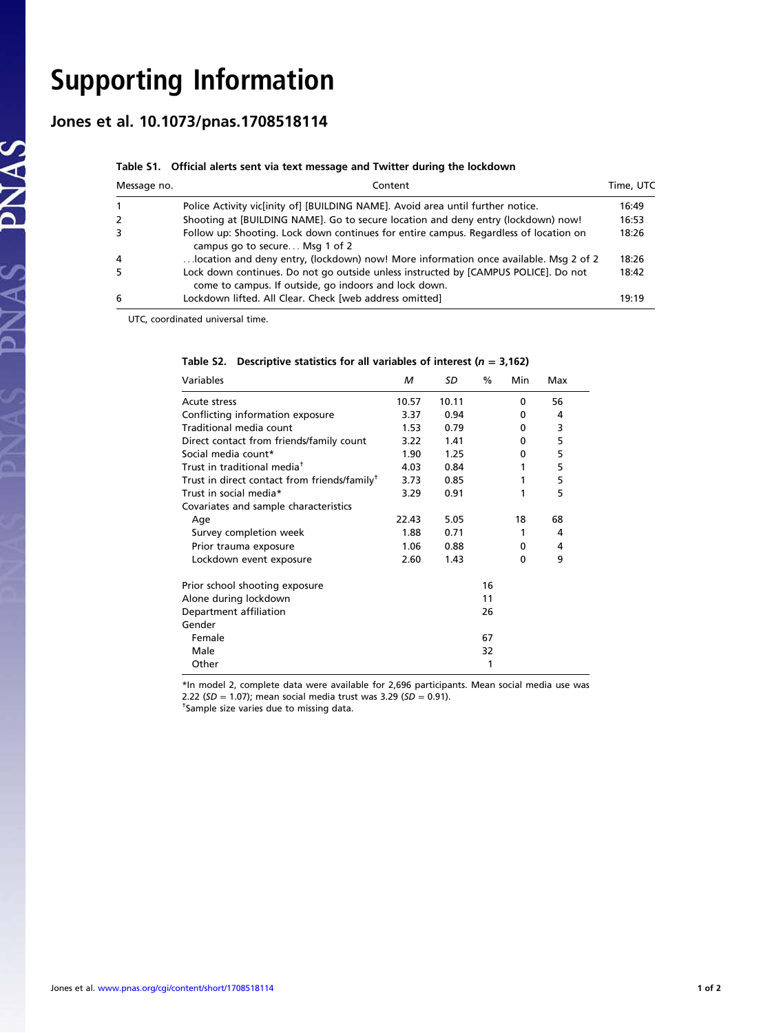# Supporting Information

## Jones et al. 10.1073/pnas.1708518114

**Table S1. Official alerts sent via text message and Twitter during the lockdown**

| Message no. | Content | Time, UTC |
|---|---|---|
| 1 | Police Activity vic[inity of] [BUILDING NAME]. Avoid area until further notice. | 16:49 |
| 2 | Shooting at [BUILDING NAME]. Go to secure location and deny entry (lockdown) now! | 16:53 |
| 3 | Follow up: Shooting. Lock down continues for entire campus. Regardless of location on campus go to secure… Msg 1 of 2 | 18:26 |
| 4 | …location and deny entry, (lockdown) now! More information once available. Msg 2 of 2 | 18:26 |
| 5 | Lock down continues. Do not go outside unless instructed by [CAMPUS POLICE]. Do not come to campus. If outside, go indoors and lock down. | 18:42 |
| 6 | Lockdown lifted. All Clear. Check [web address omitted] | 19:19 |

UTC, coordinated universal time.

**Table S2. Descriptive statistics for all variables of interest ($n$ = 3,162)**

| Variables | *M* | *SD* | % | Min | Max |
|---|---|---|---|---|---|
| Acute stress | 10.57 | 10.11 | | 0 | 56 |
| Conflicting information exposure | 3.37 | 0.94 | | 0 | 4 |
| Traditional media count | 1.53 | 0.79 | | 0 | 3 |
| Direct contact from friends/family count | 3.22 | 1.41 | | 0 | 5 |
| Social media count* | 1.90 | 1.25 | | 0 | 5 |
| Trust in traditional media† | 4.03 | 0.84 | | 1 | 5 |
| Trust in direct contact from friends/family† | 3.73 | 0.85 | | 1 | 5 |
| Trust in social media* | 3.29 | 0.91 | | 1 | 5 |
| Covariates and sample characteristics | | | | | |
| Age | 22.43 | 5.05 | | 18 | 68 |
| Survey completion week | 1.88 | 0.71 | | 1 | 4 |
| Prior trauma exposure | 1.06 | 0.88 | | 0 | 4 |
| Lockdown event exposure | 2.60 | 1.43 | | 0 | 9 |
| Prior school shooting exposure | | | 16 | | |
| Alone during lockdown | | | 11 | | |
| Department affiliation | | | 26 | | |
| Gender | | | | | |
| Female | | | 67 | | |
| Male | | | 32 | | |
| Other | | | 1 | | |

*In model 2, complete data were available for 2,696 participants. Mean social media use was 2.22 (*SD* = 1.07); mean social media trust was 3.29 (*SD* = 0.91).
†Sample size varies due to missing data.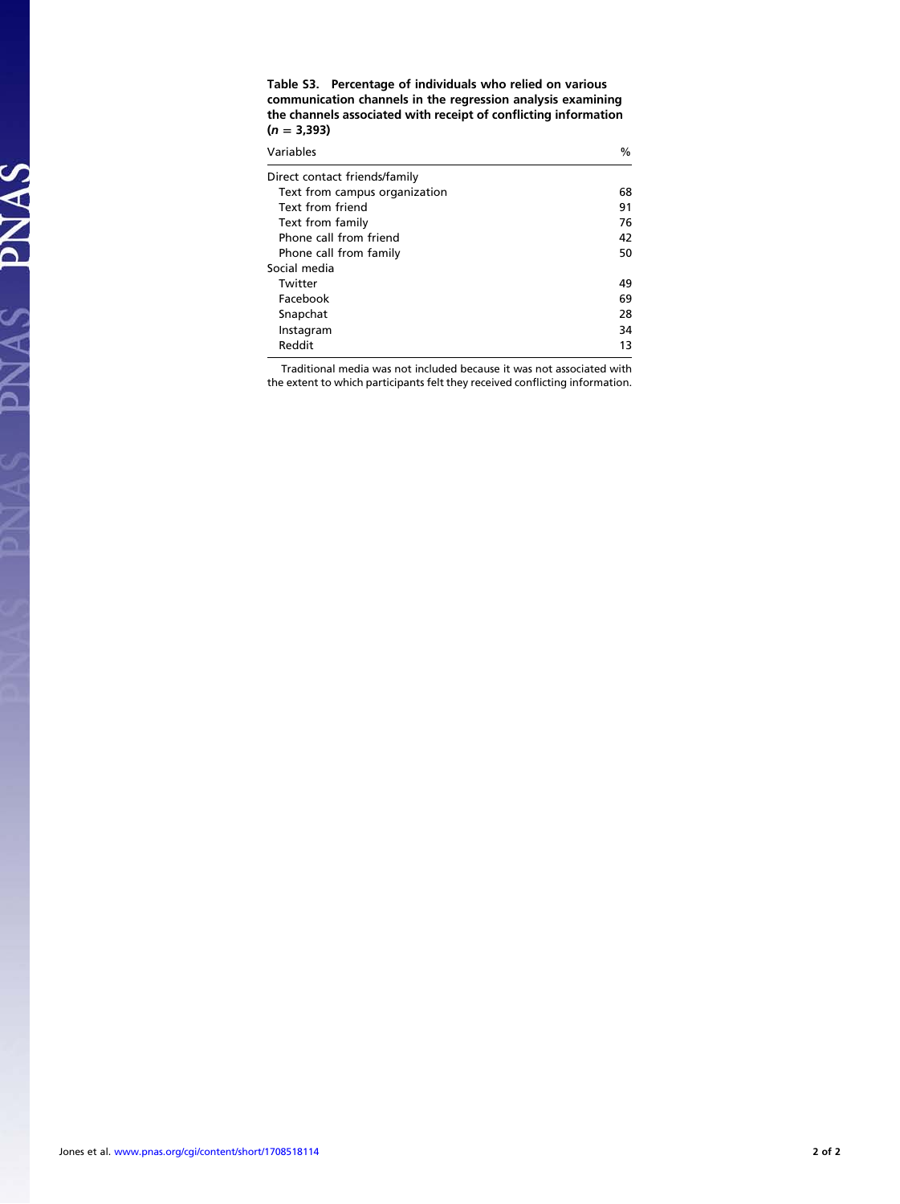**Table S3. Percentage of individuals who relied on various communication channels in the regression analysis examining the channels associated with receipt of conflicting information ($n$ = 3,393)**

| Variables | % |
|---|---|
| Direct contact friends/family | |
| Text from campus organization | 68 |
| Text from friend | 91 |
| Text from family | 76 |
| Phone call from friend | 42 |
| Phone call from family | 50 |
| Social media | |
| Twitter | 49 |
| Facebook | 69 |
| Snapchat | 28 |
| Instagram | 34 |
| Reddit | 13 |

Traditional media was not included because it was not associated with the extent to which participants felt they received conflicting information.